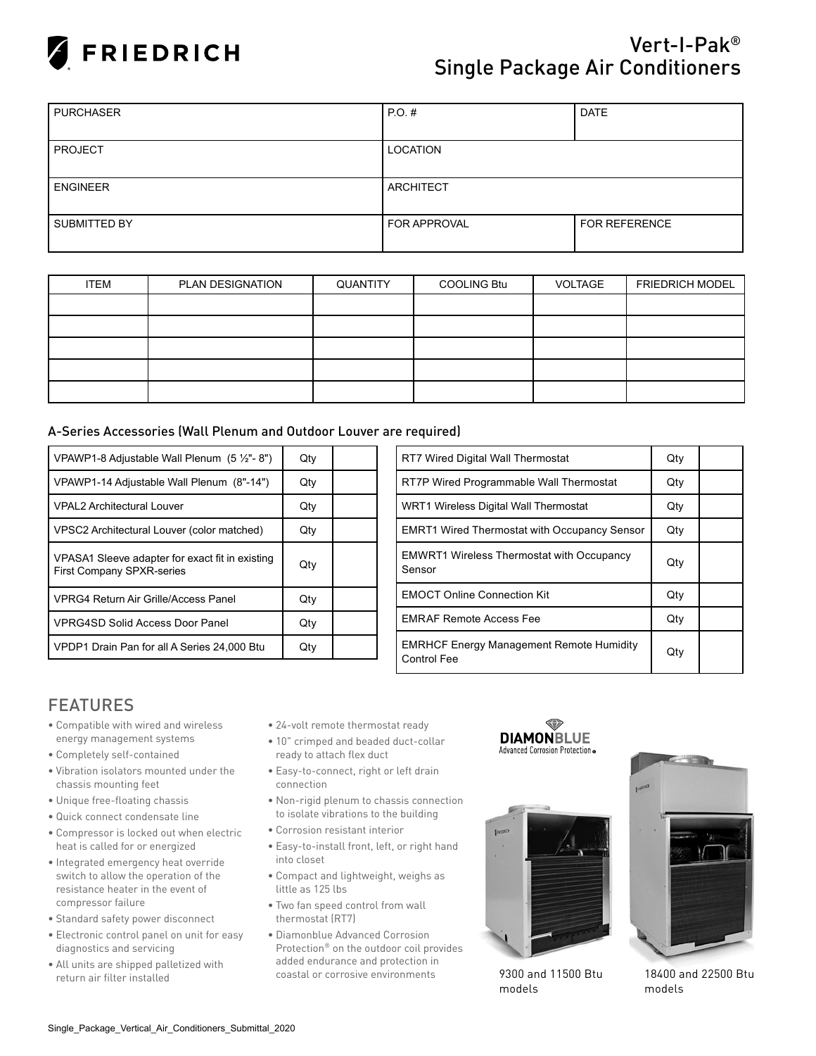# FRIEDRICH

# Vert-I-Pak®
# Single Package Air Conditioners

| PURCHASER | P.O. # | DATE |
|---|---|---|
| PROJECT | LOCATION | |
| ENGINEER | ARCHITECT | |
| SUBMITTED BY | FOR APPROVAL | FOR REFERENCE |

| ITEM | PLAN DESIGNATION | QUANTITY | COOLING Btu | VOLTAGE | FRIEDRICH MODEL |
|---|---|---|---|---|---|
| | | | | | |
| | | | | | |
| | | | | | |
| | | | | | |
| | | | | | |

## A-Series Accessories (Wall Plenum and Outdoor Louver are required)

| Accessory | Qty | |
|---|---|---|
| VPAWP1-8 Adjustable Wall Plenum (5 ½"- 8") | Qty | |
| VPAWP1-14 Adjustable Wall Plenum (8"-14") | Qty | |
| VPAL2 Architectural Louver | Qty | |
| VPSC2 Architectural Louver (color matched) | Qty | |
| VPASA1 Sleeve adapter for exact fit in existing First Company SPXR-series | Qty | |
| VPRG4 Return Air Grille/Access Panel | Qty | |
| VPRG4SD Solid Access Door Panel | Qty | |
| VPDP1 Drain Pan for all A Series 24,000 Btu | Qty | |

| Accessory | Qty | |
|---|---|---|
| RT7 Wired Digital Wall Thermostat | Qty | |
| RT7P Wired Programmable Wall Thermostat | Qty | |
| WRT1 Wireless Digital Wall Thermostat | Qty | |
| EMRT1 Wired Thermostat with Occupancy Sensor | Qty | |
| EMWRT1 Wireless Thermostat with Occupancy Sensor | Qty | |
| EMOCT Online Connection Kit | Qty | |
| EMRAF Remote Access Fee | Qty | |
| EMRHCF Energy Management Remote Humidity Control Fee | Qty | |

## FEATURES

- Compatible with wired and wireless energy management systems
- Completely self-contained
- Vibration isolators mounted under the chassis mounting feet
- Unique free-floating chassis
- Quick connect condensate line
- Compressor is locked out when electric heat is called for or energized
- Integrated emergency heat override switch to allow the operation of the resistance heater in the event of compressor failure
- Standard safety power disconnect
- Electronic control panel on unit for easy diagnostics and servicing
- All units are shipped palletized with return air filter installed
- 24-volt remote thermostat ready
- 10" crimped and beaded duct-collar ready to attach flex duct
- Easy-to-connect, right or left drain connection
- Non-rigid plenum to chassis connection to isolate vibrations to the building
- Corrosion resistant interior
- Easy-to-install front, left, or right hand into closet
- Compact and lightweight, weighs as little as 125 lbs
- Two fan speed control from wall thermostat (RT7)
- Diamonblue Advanced Corrosion Protection® on the outdoor coil provides added endurance and protection in coastal or corrosive environments

**DIAMONBLUE** Advanced Corrosion Protection®

9300 and 11500 Btu models

18400 and 22500 Btu models

Single_Package_Vertical_Air_Conditioners_Submittal_2020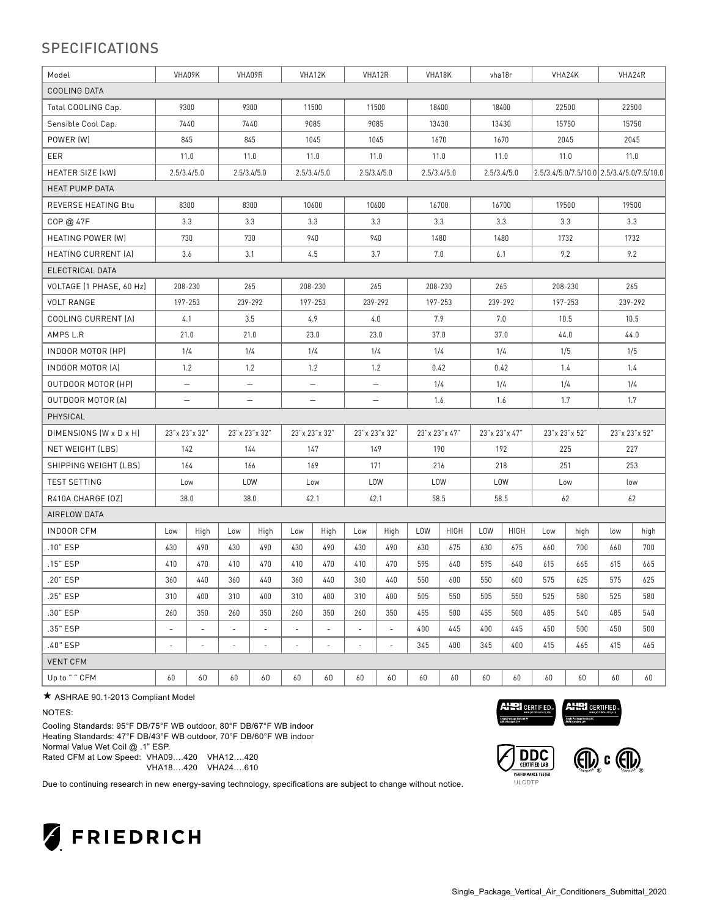## SPECIFICATIONS

| Model | VHA09K | | VHA09R | | VHA12K | | VHA12R | | VHA18K | | vha18r | | VHA24K | | VHA24R | |
|---|---|---|---|---|---|---|---|---|---|---|---|---|---|---|---|---|
| COOLING DATA | | | | | | | | | | | | | | | | |
| Total COOLING Cap. | 9300 | | 9300 | | 11500 | | 11500 | | 18400 | | 18400 | | 22500 | | 22500 | |
| Sensible Cool Cap. | 7440 | | 7440 | | 9085 | | 9085 | | 13430 | | 13430 | | 15750 | | 15750 | |
| POWER (W) | 845 | | 845 | | 1045 | | 1045 | | 1670 | | 1670 | | 2045 | | 2045 | |
| EER | 11.0 | | 11.0 | | 11.0 | | 11.0 | | 11.0 | | 11.0 | | 11.0 | | 11.0 | |
| HEATER SIZE (kW) | 2.5/3.4/5.0 | | 2.5/3.4/5.0 | | 2.5/3.4/5.0 | | 2.5/3.4/5.0 | | 2.5/3.4/5.0 | | 2.5/3.4/5.0 | | 2.5/3.4/5.0/7.5/10.0 | | 2.5/3.4/5.0/7.5/10.0 | |
| HEAT PUMP DATA | | | | | | | | | | | | | | | | |
| REVERSE HEATING Btu | 8300 | | 8300 | | 10600 | | 10600 | | 16700 | | 16700 | | 19500 | | 19500 | |
| COP @ 47F | 3.3 | | 3.3 | | 3.3 | | 3.3 | | 3.3 | | 3.3 | | 3.3 | | 3.3 | |
| HEATING POWER (W) | 730 | | 730 | | 940 | | 940 | | 1480 | | 1480 | | 1732 | | 1732 | |
| HEATING CURRENT (A) | 3.6 | | 3.1 | | 4.5 | | 3.7 | | 7.0 | | 6.1 | | 9.2 | | 9.2 | |
| ELECTRICAL DATA | | | | | | | | | | | | | | | | |
| VOLTAGE (1 PHASE, 60 Hz) | 208-230 | | 265 | | 208-230 | | 265 | | 208-230 | | 265 | | 208-230 | | 265 | |
| VOLT RANGE | 197-253 | | 239-292 | | 197-253 | | 239-292 | | 197-253 | | 239-292 | | 197-253 | | 239-292 | |
| COOLING CURRENT (A) | 4.1 | | 3.5 | | 4.9 | | 4.0 | | 7.9 | | 7.0 | | 10.5 | | 10.5 | |
| AMPS L.R | 21.0 | | 21.0 | | 23.0 | | 23.0 | | 37.0 | | 37.0 | | 44.0 | | 44.0 | |
| INDOOR MOTOR (HP) | 1/4 | | 1/4 | | 1/4 | | 1/4 | | 1/4 | | 1/4 | | 1/5 | | 1/5 | |
| INDOOR MOTOR (A) | 1.2 | | 1.2 | | 1.2 | | 1.2 | | 0.42 | | 0.42 | | 1.4 | | 1.4 | |
| OUTDOOR MOTOR (HP) | — | | — | | — | | — | | 1/4 | | 1/4 | | 1/4 | | 1/4 | |
| OUTDOOR MOTOR (A) | — | | — | | — | | — | | 1.6 | | 1.6 | | 1.7 | | 1.7 | |
| PHYSICAL | | | | | | | | | | | | | | | | |
| DIMENSIONS (W x D x H) | 23"x 23"x 32" | | 23"x 23"x 32" | | 23"x 23"x 32" | | 23"x 23"x 32" | | 23"x 23"x 47" | | 23"x 23"x 47" | | 23"x 23"x 52" | | 23"x 23"x 52" | |
| NET WEIGHT (LBS) | 142 | | 144 | | 147 | | 149 | | 190 | | 192 | | 225 | | 227 | |
| SHIPPING WEIGHT (LBS) | 164 | | 166 | | 169 | | 171 | | 216 | | 218 | | 251 | | 253 | |
| TEST SETTING | Low | | LOW | | Low | | LOW | | LOW | | LOW | | Low | | low | |
| R410A CHARGE (OZ) | 38.0 | | 38.0 | | 42.1 | | 42.1 | | 58.5 | | 58.5 | | 62 | | 62 | |
| AIRFLOW DATA | | | | | | | | | | | | | | | | |
| INDOOR CFM | Low | High | Low | High | Low | High | Low | High | LOW | HIGH | LOW | HIGH | Low | high | low | high |
| .10" ESP | 430 | 490 | 430 | 490 | 430 | 490 | 430 | 490 | 630 | 675 | 630 | 675 | 660 | 700 | 660 | 700 |
| .15" ESP | 410 | 470 | 410 | 470 | 410 | 470 | 410 | 470 | 595 | 640 | 595 | 640 | 615 | 665 | 615 | 665 |
| .20" ESP | 360 | 440 | 360 | 440 | 360 | 440 | 360 | 440 | 550 | 600 | 550 | 600 | 575 | 625 | 575 | 625 |
| .25" ESP | 310 | 400 | 310 | 400 | 310 | 400 | 310 | 400 | 505 | 550 | 505 | 550 | 525 | 580 | 525 | 580 |
| .30" ESP | 260 | 350 | 260 | 350 | 260 | 350 | 260 | 350 | 455 | 500 | 455 | 500 | 485 | 540 | 485 | 540 |
| .35" ESP | - | - | - | - | - | - | - | - | 400 | 445 | 400 | 445 | 450 | 500 | 450 | 500 |
| .40" ESP | - | - | - | - | - | - | - | - | 345 | 400 | 345 | 400 | 415 | 465 | 415 | 465 |
| VENT CFM | | | | | | | | | | | | | | | | |
| Up to " " CFM | 60 | 60 | 60 | 60 | 60 | 60 | 60 | 60 | 60 | 60 | 60 | 60 | 60 | 60 | 60 | 60 |

★ ASHRAE 90.1-2013 Compliant Model

NOTES:

Cooling Standards: 95°F DB/75°F WB outdoor, 80°F DB/67°F WB indoor
Heating Standards: 47°F DB/43°F WB outdoor, 70°F DB/60°F WB indoor
Normal Value Wet Coil @ .1" ESP.
Rated CFM at Low Speed: VHA09....420 VHA12....420
VHA18....420 VHA24....610

Due to continuing research in new energy-saving technology, specifications are subject to change without notice.

AHRI CERTIFIED AHRI CERTIFIED

DDC CERTIFIED LAB PERFORMANCE TESTED

ULCDTP

FRIEDRICH

Single_Package_Vertical_Air_Conditioners_Submittal_2020